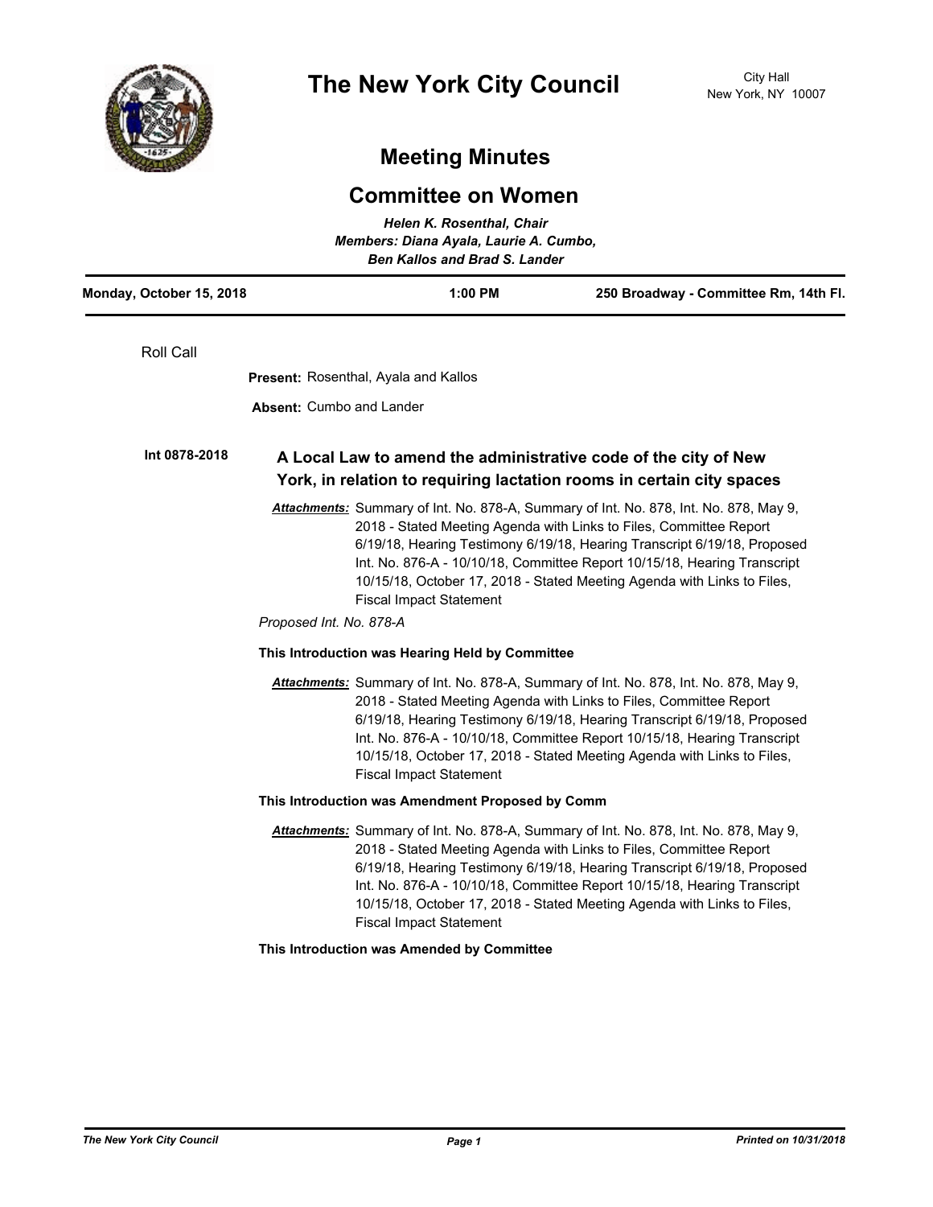# The New York City Council

City Hall
New York, NY 10007

## Meeting Minutes

## Committee on Women

*Helen K. Rosenthal, Chair*
*Members: Diana Ayala, Laurie A. Cumbo, Ben Kallos and Brad S. Lander*

| Monday, October 15, 2018 | 1:00 PM | 250 Broadway - Committee Rm, 14th Fl. |
|---|---|---|

Roll Call

**Present:** Rosenthal, Ayala and Kallos

**Absent:** Cumbo and Lander

**Int 0878-2018** **A Local Law to amend the administrative code of the city of New York, in relation to requiring lactation rooms in certain city spaces**

***Attachments:*** Summary of Int. No. 878-A, Summary of Int. No. 878, Int. No. 878, May 9, 2018 - Stated Meeting Agenda with Links to Files, Committee Report 6/19/18, Hearing Testimony 6/19/18, Hearing Transcript 6/19/18, Proposed Int. No. 876-A - 10/10/18, Committee Report 10/15/18, Hearing Transcript 10/15/18, October 17, 2018 - Stated Meeting Agenda with Links to Files, Fiscal Impact Statement

*Proposed Int. No. 878-A*

**This Introduction was Hearing Held by Committee**

***Attachments:*** Summary of Int. No. 878-A, Summary of Int. No. 878, Int. No. 878, May 9, 2018 - Stated Meeting Agenda with Links to Files, Committee Report 6/19/18, Hearing Testimony 6/19/18, Hearing Transcript 6/19/18, Proposed Int. No. 876-A - 10/10/18, Committee Report 10/15/18, Hearing Transcript 10/15/18, October 17, 2018 - Stated Meeting Agenda with Links to Files, Fiscal Impact Statement

**This Introduction was Amendment Proposed by Comm**

***Attachments:*** Summary of Int. No. 878-A, Summary of Int. No. 878, Int. No. 878, May 9, 2018 - Stated Meeting Agenda with Links to Files, Committee Report 6/19/18, Hearing Testimony 6/19/18, Hearing Transcript 6/19/18, Proposed Int. No. 876-A - 10/10/18, Committee Report 10/15/18, Hearing Transcript 10/15/18, October 17, 2018 - Stated Meeting Agenda with Links to Files, Fiscal Impact Statement

**This Introduction was Amended by Committee**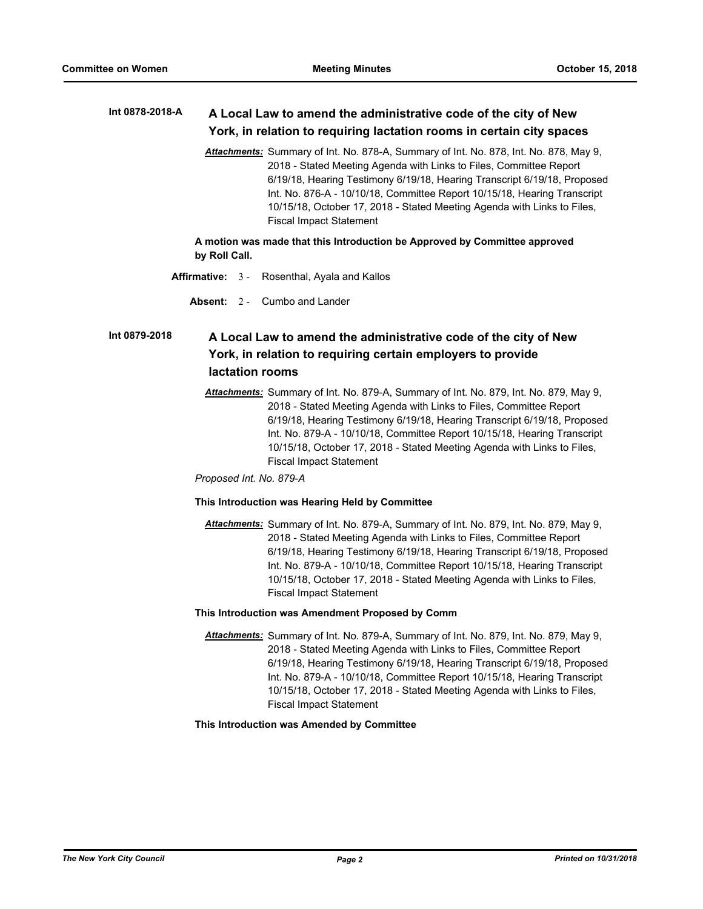**Int 0878-2018-A** **A Local Law to amend the administrative code of the city of New York, in relation to requiring lactation rooms in certain city spaces**

***Attachments:*** Summary of Int. No. 878-A, Summary of Int. No. 878, Int. No. 878, May 9, 2018 - Stated Meeting Agenda with Links to Files, Committee Report 6/19/18, Hearing Testimony 6/19/18, Hearing Transcript 6/19/18, Proposed Int. No. 876-A - 10/10/18, Committee Report 10/15/18, Hearing Transcript 10/15/18, October 17, 2018 - Stated Meeting Agenda with Links to Files, Fiscal Impact Statement

**A motion was made that this Introduction be Approved by Committee approved by Roll Call.**

**Affirmative:** 3 - Rosenthal, Ayala and Kallos

**Absent:** 2 - Cumbo and Lander

**Int 0879-2018** **A Local Law to amend the administrative code of the city of New York, in relation to requiring certain employers to provide lactation rooms**

***Attachments:*** Summary of Int. No. 879-A, Summary of Int. No. 879, Int. No. 879, May 9, 2018 - Stated Meeting Agenda with Links to Files, Committee Report 6/19/18, Hearing Testimony 6/19/18, Hearing Transcript 6/19/18, Proposed Int. No. 879-A - 10/10/18, Committee Report 10/15/18, Hearing Transcript 10/15/18, October 17, 2018 - Stated Meeting Agenda with Links to Files, Fiscal Impact Statement

*Proposed Int. No. 879-A*

**This Introduction was Hearing Held by Committee**

***Attachments:*** Summary of Int. No. 879-A, Summary of Int. No. 879, Int. No. 879, May 9, 2018 - Stated Meeting Agenda with Links to Files, Committee Report 6/19/18, Hearing Testimony 6/19/18, Hearing Transcript 6/19/18, Proposed Int. No. 879-A - 10/10/18, Committee Report 10/15/18, Hearing Transcript 10/15/18, October 17, 2018 - Stated Meeting Agenda with Links to Files, Fiscal Impact Statement

**This Introduction was Amendment Proposed by Comm**

***Attachments:*** Summary of Int. No. 879-A, Summary of Int. No. 879, Int. No. 879, May 9, 2018 - Stated Meeting Agenda with Links to Files, Committee Report 6/19/18, Hearing Testimony 6/19/18, Hearing Transcript 6/19/18, Proposed Int. No. 879-A - 10/10/18, Committee Report 10/15/18, Hearing Transcript 10/15/18, October 17, 2018 - Stated Meeting Agenda with Links to Files, Fiscal Impact Statement

**This Introduction was Amended by Committee**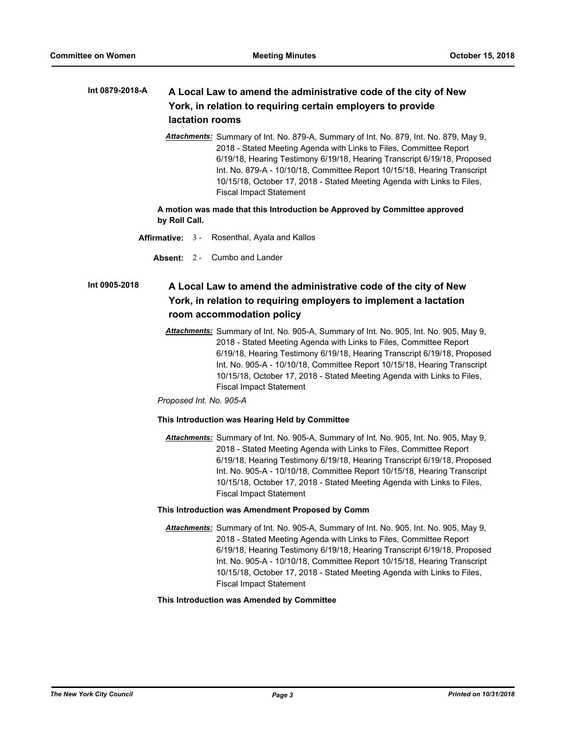**Int 0879-2018-A** **A Local Law to amend the administrative code of the city of New York, in relation to requiring certain employers to provide lactation rooms**

***Attachments:*** Summary of Int. No. 879-A, Summary of Int. No. 879, Int. No. 879, May 9, 2018 - Stated Meeting Agenda with Links to Files, Committee Report 6/19/18, Hearing Testimony 6/19/18, Hearing Transcript 6/19/18, Proposed Int. No. 879-A - 10/10/18, Committee Report 10/15/18, Hearing Transcript 10/15/18, October 17, 2018 - Stated Meeting Agenda with Links to Files, Fiscal Impact Statement

**A motion was made that this Introduction be Approved by Committee approved by Roll Call.**

**Affirmative:** 3 - Rosenthal, Ayala and Kallos

**Absent:** 2 - Cumbo and Lander

**Int 0905-2018** **A Local Law to amend the administrative code of the city of New York, in relation to requiring employers to implement a lactation room accommodation policy**

***Attachments:*** Summary of Int. No. 905-A, Summary of Int. No. 905, Int. No. 905, May 9, 2018 - Stated Meeting Agenda with Links to Files, Committee Report 6/19/18, Hearing Testimony 6/19/18, Hearing Transcript 6/19/18, Proposed Int. No. 905-A - 10/10/18, Committee Report 10/15/18, Hearing Transcript 10/15/18, October 17, 2018 - Stated Meeting Agenda with Links to Files, Fiscal Impact Statement

*Proposed Int. No. 905-A*

**This Introduction was Hearing Held by Committee**

***Attachments:*** Summary of Int. No. 905-A, Summary of Int. No. 905, Int. No. 905, May 9, 2018 - Stated Meeting Agenda with Links to Files, Committee Report 6/19/18, Hearing Testimony 6/19/18, Hearing Transcript 6/19/18, Proposed Int. No. 905-A - 10/10/18, Committee Report 10/15/18, Hearing Transcript 10/15/18, October 17, 2018 - Stated Meeting Agenda with Links to Files, Fiscal Impact Statement

**This Introduction was Amendment Proposed by Comm**

***Attachments:*** Summary of Int. No. 905-A, Summary of Int. No. 905, Int. No. 905, May 9, 2018 - Stated Meeting Agenda with Links to Files, Committee Report 6/19/18, Hearing Testimony 6/19/18, Hearing Transcript 6/19/18, Proposed Int. No. 905-A - 10/10/18, Committee Report 10/15/18, Hearing Transcript 10/15/18, October 17, 2018 - Stated Meeting Agenda with Links to Files, Fiscal Impact Statement

**This Introduction was Amended by Committee**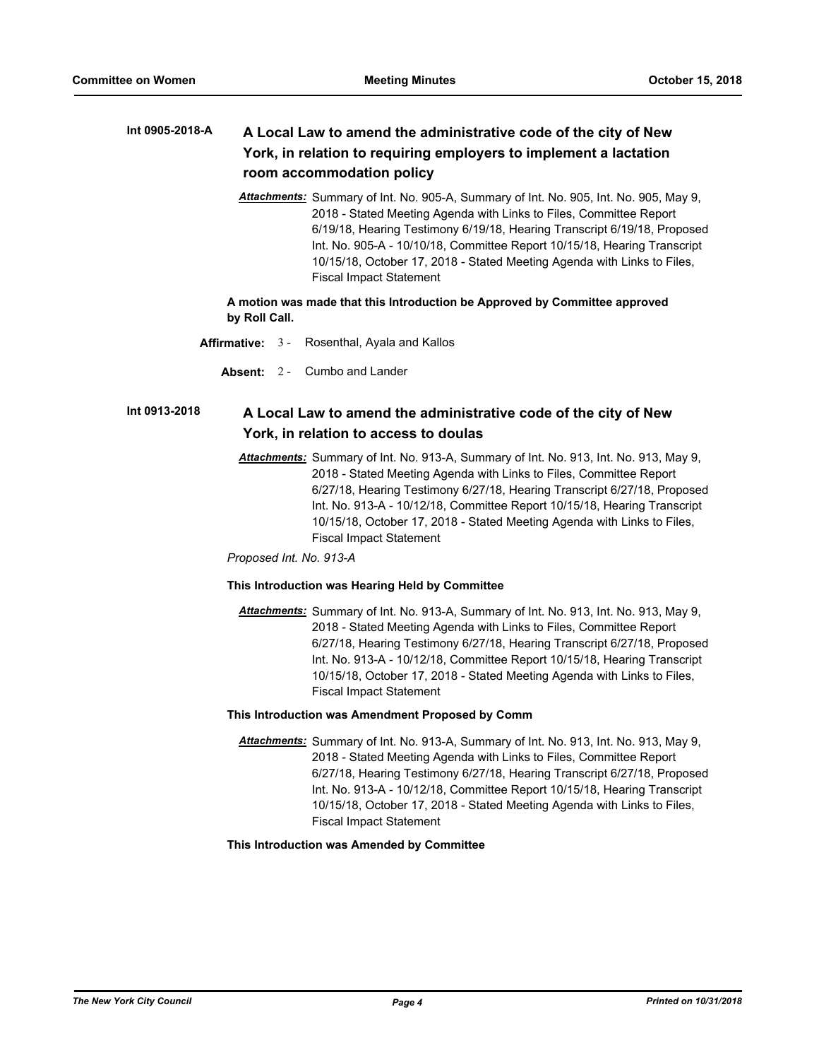**Int 0905-2018-A** **A Local Law to amend the administrative code of the city of New York, in relation to requiring employers to implement a lactation room accommodation policy**

*Attachments:* Summary of Int. No. 905-A, Summary of Int. No. 905, Int. No. 905, May 9, 2018 - Stated Meeting Agenda with Links to Files, Committee Report 6/19/18, Hearing Testimony 6/19/18, Hearing Transcript 6/19/18, Proposed Int. No. 905-A - 10/10/18, Committee Report 10/15/18, Hearing Transcript 10/15/18, October 17, 2018 - Stated Meeting Agenda with Links to Files, Fiscal Impact Statement

**A motion was made that this Introduction be Approved by Committee approved by Roll Call.**

**Affirmative:** 3 - Rosenthal, Ayala and Kallos

**Absent:** 2 - Cumbo and Lander

**Int 0913-2018** **A Local Law to amend the administrative code of the city of New York, in relation to access to doulas**

*Attachments:* Summary of Int. No. 913-A, Summary of Int. No. 913, Int. No. 913, May 9, 2018 - Stated Meeting Agenda with Links to Files, Committee Report 6/27/18, Hearing Testimony 6/27/18, Hearing Transcript 6/27/18, Proposed Int. No. 913-A - 10/12/18, Committee Report 10/15/18, Hearing Transcript 10/15/18, October 17, 2018 - Stated Meeting Agenda with Links to Files, Fiscal Impact Statement

*Proposed Int. No. 913-A*

**This Introduction was Hearing Held by Committee**

*Attachments:* Summary of Int. No. 913-A, Summary of Int. No. 913, Int. No. 913, May 9, 2018 - Stated Meeting Agenda with Links to Files, Committee Report 6/27/18, Hearing Testimony 6/27/18, Hearing Transcript 6/27/18, Proposed Int. No. 913-A - 10/12/18, Committee Report 10/15/18, Hearing Transcript 10/15/18, October 17, 2018 - Stated Meeting Agenda with Links to Files, Fiscal Impact Statement

**This Introduction was Amendment Proposed by Comm**

*Attachments:* Summary of Int. No. 913-A, Summary of Int. No. 913, Int. No. 913, May 9, 2018 - Stated Meeting Agenda with Links to Files, Committee Report 6/27/18, Hearing Testimony 6/27/18, Hearing Transcript 6/27/18, Proposed Int. No. 913-A - 10/12/18, Committee Report 10/15/18, Hearing Transcript 10/15/18, October 17, 2018 - Stated Meeting Agenda with Links to Files, Fiscal Impact Statement

**This Introduction was Amended by Committee**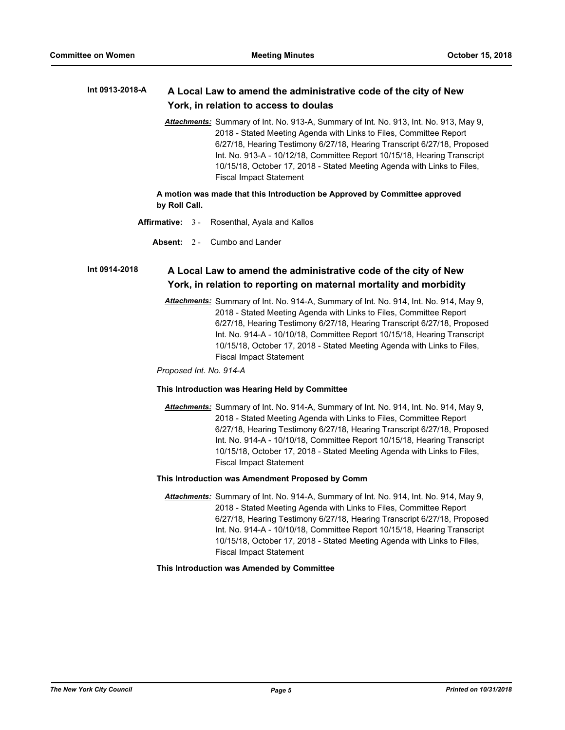**Int 0913-2018-A** **A Local Law to amend the administrative code of the city of New York, in relation to access to doulas**

***Attachments:*** Summary of Int. No. 913-A, Summary of Int. No. 913, Int. No. 913, May 9, 2018 - Stated Meeting Agenda with Links to Files, Committee Report 6/27/18, Hearing Testimony 6/27/18, Hearing Transcript 6/27/18, Proposed Int. No. 913-A - 10/12/18, Committee Report 10/15/18, Hearing Transcript 10/15/18, October 17, 2018 - Stated Meeting Agenda with Links to Files, Fiscal Impact Statement

**A motion was made that this Introduction be Approved by Committee approved by Roll Call.**

**Affirmative:** 3 - Rosenthal, Ayala and Kallos

**Absent:** 2 - Cumbo and Lander

**Int 0914-2018** **A Local Law to amend the administrative code of the city of New York, in relation to reporting on maternal mortality and morbidity**

***Attachments:*** Summary of Int. No. 914-A, Summary of Int. No. 914, Int. No. 914, May 9, 2018 - Stated Meeting Agenda with Links to Files, Committee Report 6/27/18, Hearing Testimony 6/27/18, Hearing Transcript 6/27/18, Proposed Int. No. 914-A - 10/10/18, Committee Report 10/15/18, Hearing Transcript 10/15/18, October 17, 2018 - Stated Meeting Agenda with Links to Files, Fiscal Impact Statement

*Proposed Int. No. 914-A*

**This Introduction was Hearing Held by Committee**

***Attachments:*** Summary of Int. No. 914-A, Summary of Int. No. 914, Int. No. 914, May 9, 2018 - Stated Meeting Agenda with Links to Files, Committee Report 6/27/18, Hearing Testimony 6/27/18, Hearing Transcript 6/27/18, Proposed Int. No. 914-A - 10/10/18, Committee Report 10/15/18, Hearing Transcript 10/15/18, October 17, 2018 - Stated Meeting Agenda with Links to Files, Fiscal Impact Statement

**This Introduction was Amendment Proposed by Comm**

***Attachments:*** Summary of Int. No. 914-A, Summary of Int. No. 914, Int. No. 914, May 9, 2018 - Stated Meeting Agenda with Links to Files, Committee Report 6/27/18, Hearing Testimony 6/27/18, Hearing Transcript 6/27/18, Proposed Int. No. 914-A - 10/10/18, Committee Report 10/15/18, Hearing Transcript 10/15/18, October 17, 2018 - Stated Meeting Agenda with Links to Files, Fiscal Impact Statement

**This Introduction was Amended by Committee**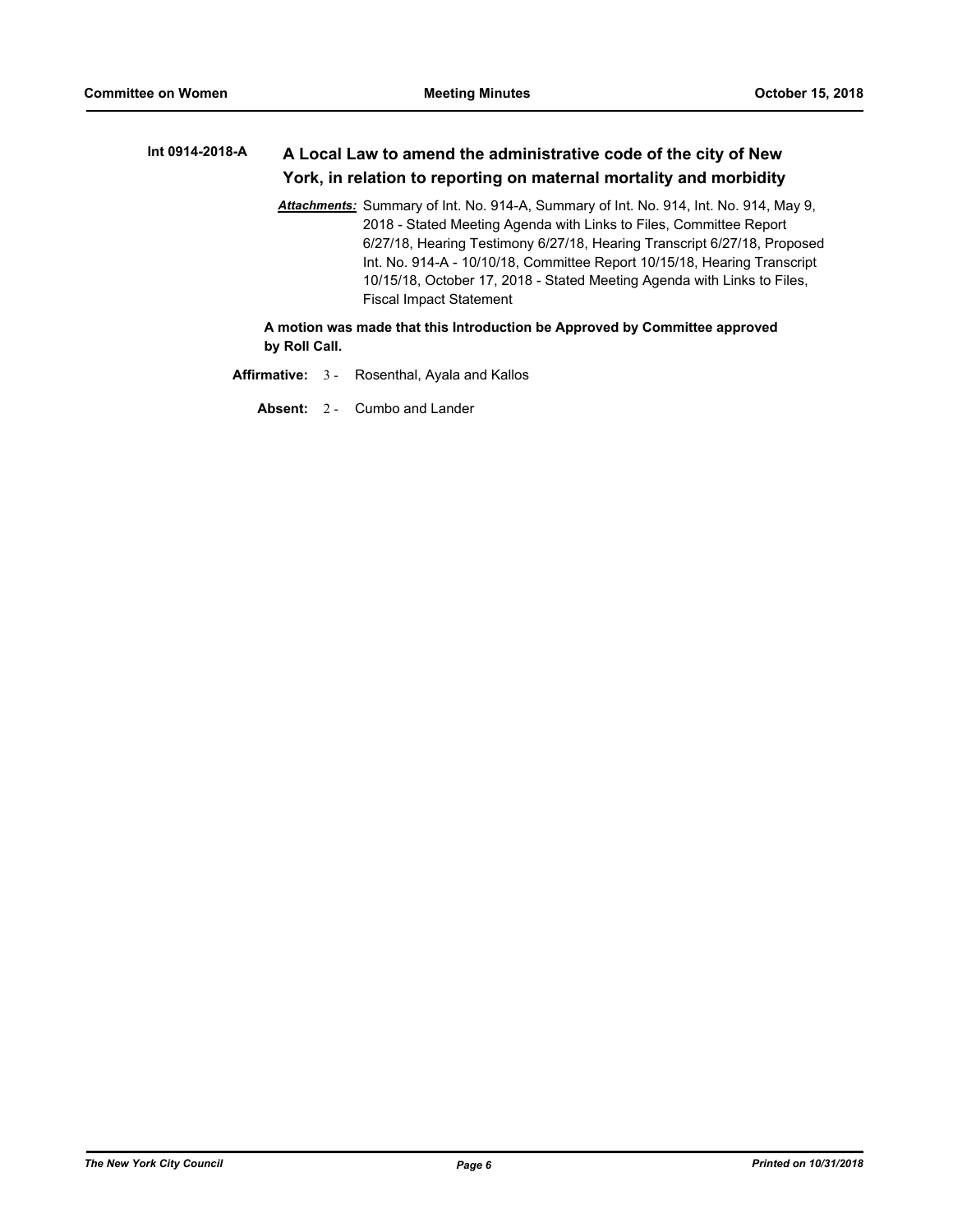**Int 0914-2018-A** **A Local Law to amend the administrative code of the city of New York, in relation to reporting on maternal mortality and morbidity**

***Attachments:*** Summary of Int. No. 914-A, Summary of Int. No. 914, Int. No. 914, May 9, 2018 - Stated Meeting Agenda with Links to Files, Committee Report 6/27/18, Hearing Testimony 6/27/18, Hearing Transcript 6/27/18, Proposed Int. No. 914-A - 10/10/18, Committee Report 10/15/18, Hearing Transcript 10/15/18, October 17, 2018 - Stated Meeting Agenda with Links to Files, Fiscal Impact Statement

**A motion was made that this Introduction be Approved by Committee approved by Roll Call.**

**Affirmative:** 3 - Rosenthal, Ayala and Kallos

**Absent:** 2 - Cumbo and Lander